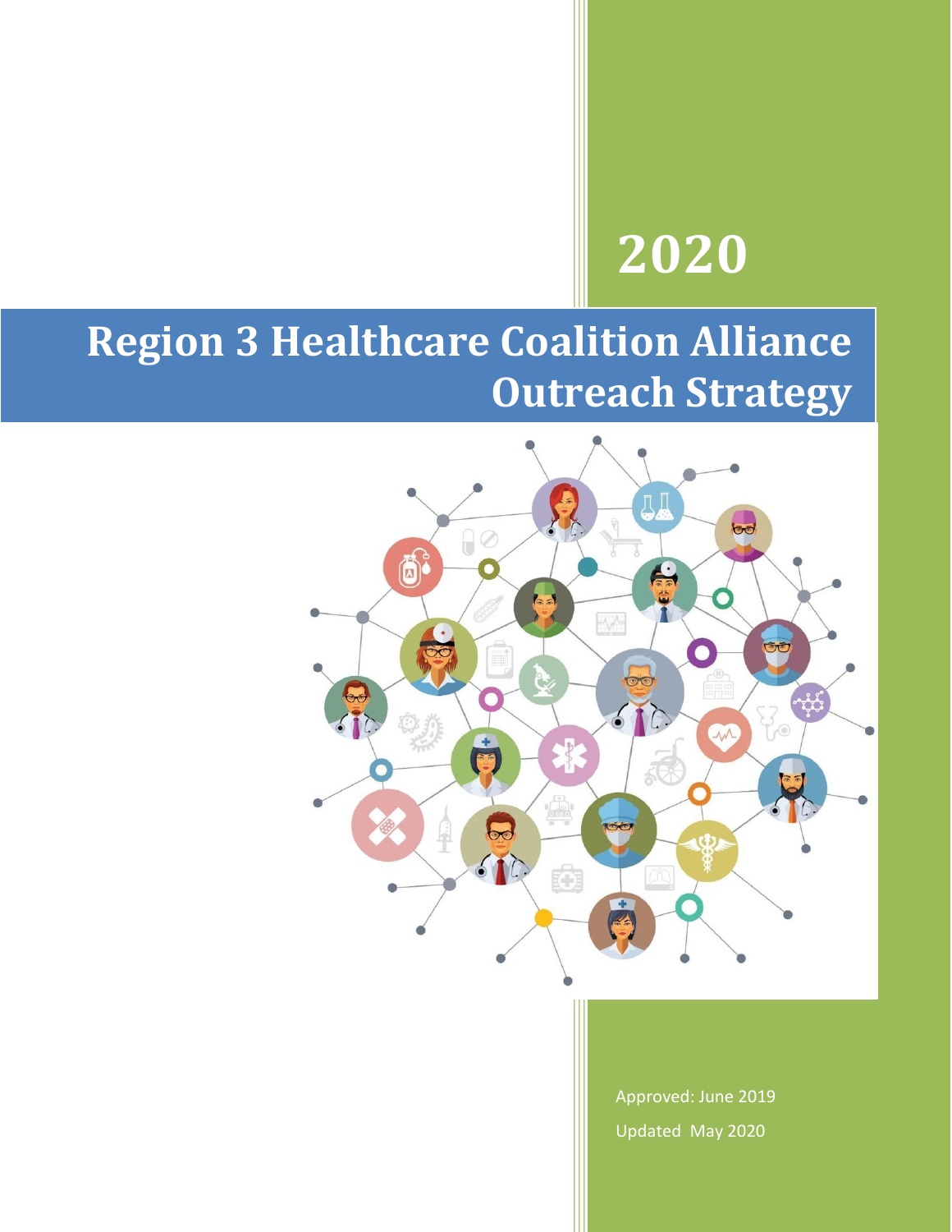2020

# Region 3 Healthcare Coalition Alliance Outreach Strategy

Approved: June 2019

Updated May 2020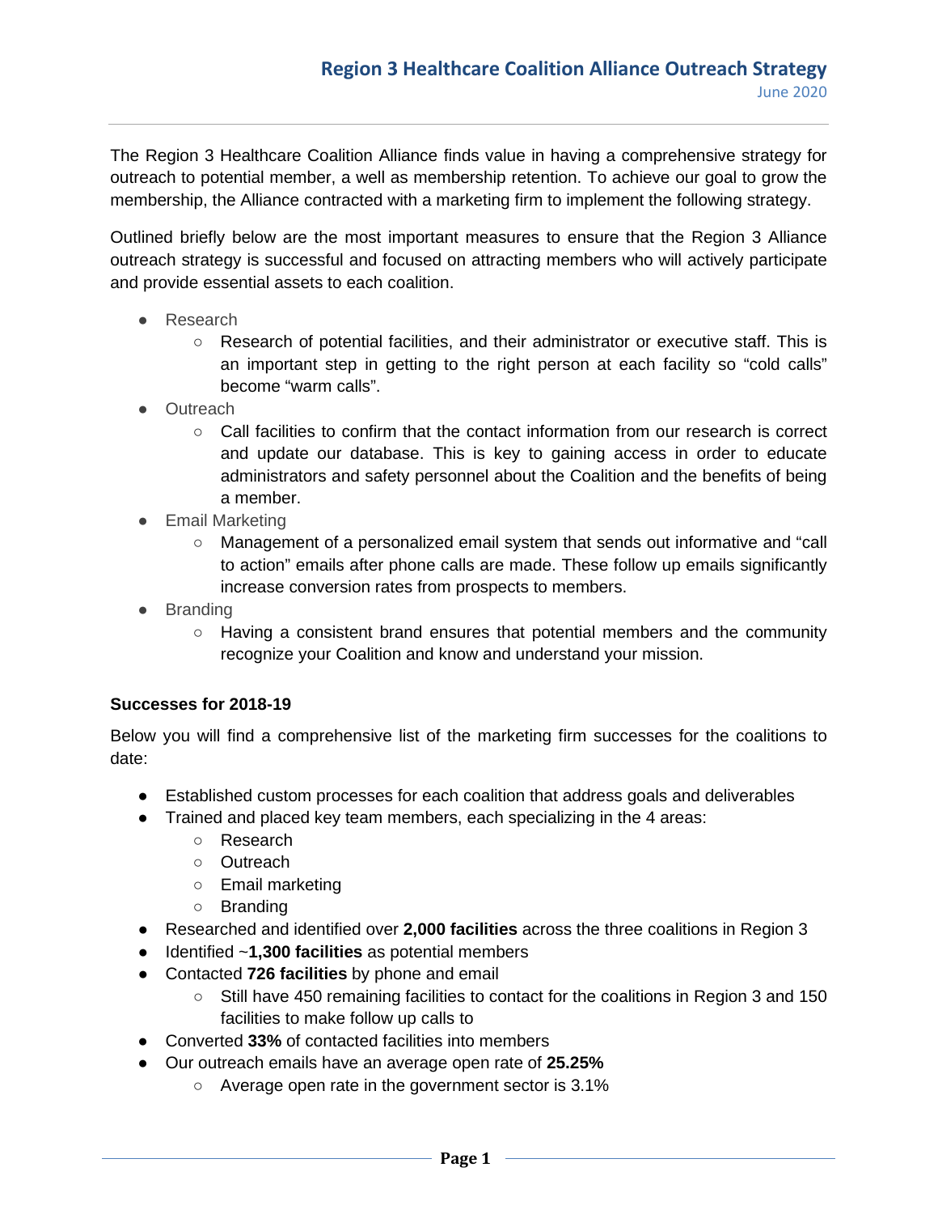# Region 3 Healthcare Coalition Alliance Outreach Strategy

June 2020

The Region 3 Healthcare Coalition Alliance finds value in having a comprehensive strategy for outreach to potential member, a well as membership retention. To achieve our goal to grow the membership, the Alliance contracted with a marketing firm to implement the following strategy.

Outlined briefly below are the most important measures to ensure that the Region 3 Alliance outreach strategy is successful and focused on attracting members who will actively participate and provide essential assets to each coalition.

- Research
  - Research of potential facilities, and their administrator or executive staff. This is an important step in getting to the right person at each facility so "cold calls" become "warm calls".
- Outreach
  - Call facilities to confirm that the contact information from our research is correct and update our database. This is key to gaining access in order to educate administrators and safety personnel about the Coalition and the benefits of being a member.
- Email Marketing
  - Management of a personalized email system that sends out informative and "call to action" emails after phone calls are made. These follow up emails significantly increase conversion rates from prospects to members.
- Branding
  - Having a consistent brand ensures that potential members and the community recognize your Coalition and know and understand your mission.

**Successes for 2018-19**

Below you will find a comprehensive list of the marketing firm successes for the coalitions to date:

- Established custom processes for each coalition that address goals and deliverables
- Trained and placed key team members, each specializing in the 4 areas:
  - Research
  - Outreach
  - Email marketing
  - Branding
- Researched and identified over **2,000 facilities** across the three coalitions in Region 3
- Identified ~**1,300 facilities** as potential members
- Contacted **726 facilities** by phone and email
  - Still have 450 remaining facilities to contact for the coalitions in Region 3 and 150 facilities to make follow up calls to
- Converted **33%** of contacted facilities into members
- Our outreach emails have an average open rate of **25.25%**
  - Average open rate in the government sector is 3.1%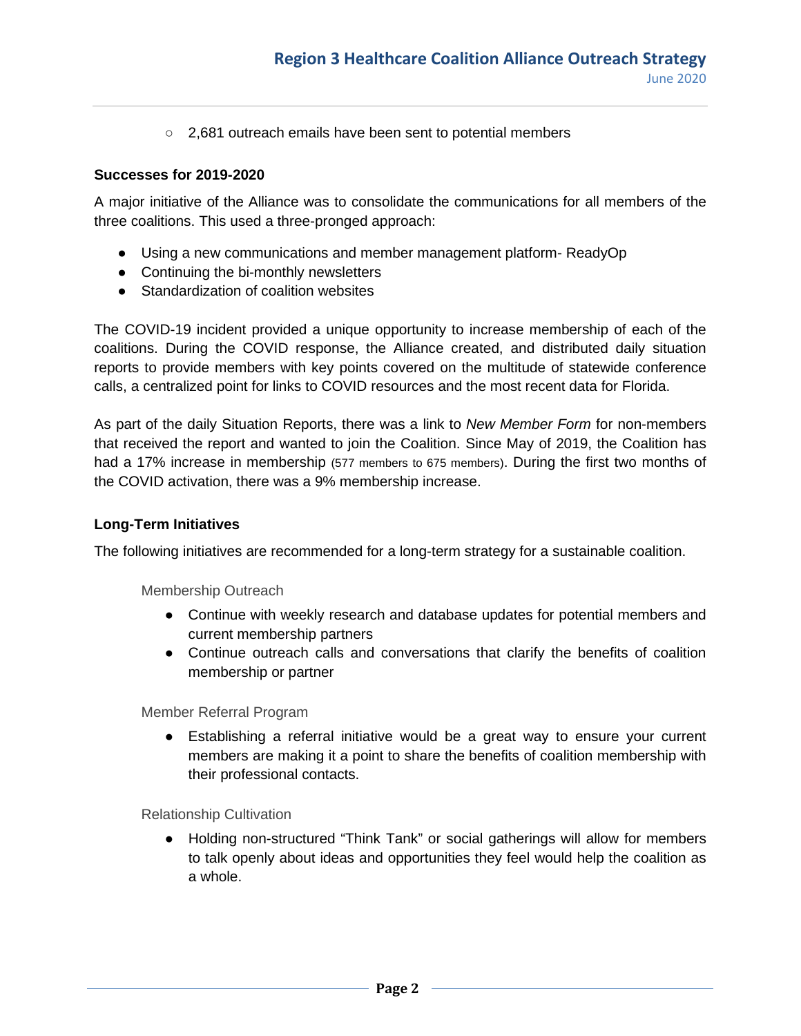- 2,681 outreach emails have been sent to potential members

**Successes for 2019-2020**

A major initiative of the Alliance was to consolidate the communications for all members of the three coalitions. This used a three-pronged approach:

- Using a new communications and member management platform- ReadyOp
- Continuing the bi-monthly newsletters
- Standardization of coalition websites

The COVID-19 incident provided a unique opportunity to increase membership of each of the coalitions. During the COVID response, the Alliance created, and distributed daily situation reports to provide members with key points covered on the multitude of statewide conference calls, a centralized point for links to COVID resources and the most recent data for Florida.

As part of the daily Situation Reports, there was a link to *New Member Form* for non-members that received the report and wanted to join the Coalition. Since May of 2019, the Coalition has had a 17% increase in membership (577 members to 675 members). During the first two months of the COVID activation, there was a 9% membership increase.

**Long-Term Initiatives**

The following initiatives are recommended for a long-term strategy for a sustainable coalition.

Membership Outreach

- Continue with weekly research and database updates for potential members and current membership partners
- Continue outreach calls and conversations that clarify the benefits of coalition membership or partner

Member Referral Program

- Establishing a referral initiative would be a great way to ensure your current members are making it a point to share the benefits of coalition membership with their professional contacts.

Relationship Cultivation

- Holding non-structured "Think Tank" or social gatherings will allow for members to talk openly about ideas and opportunities they feel would help the coalition as a whole.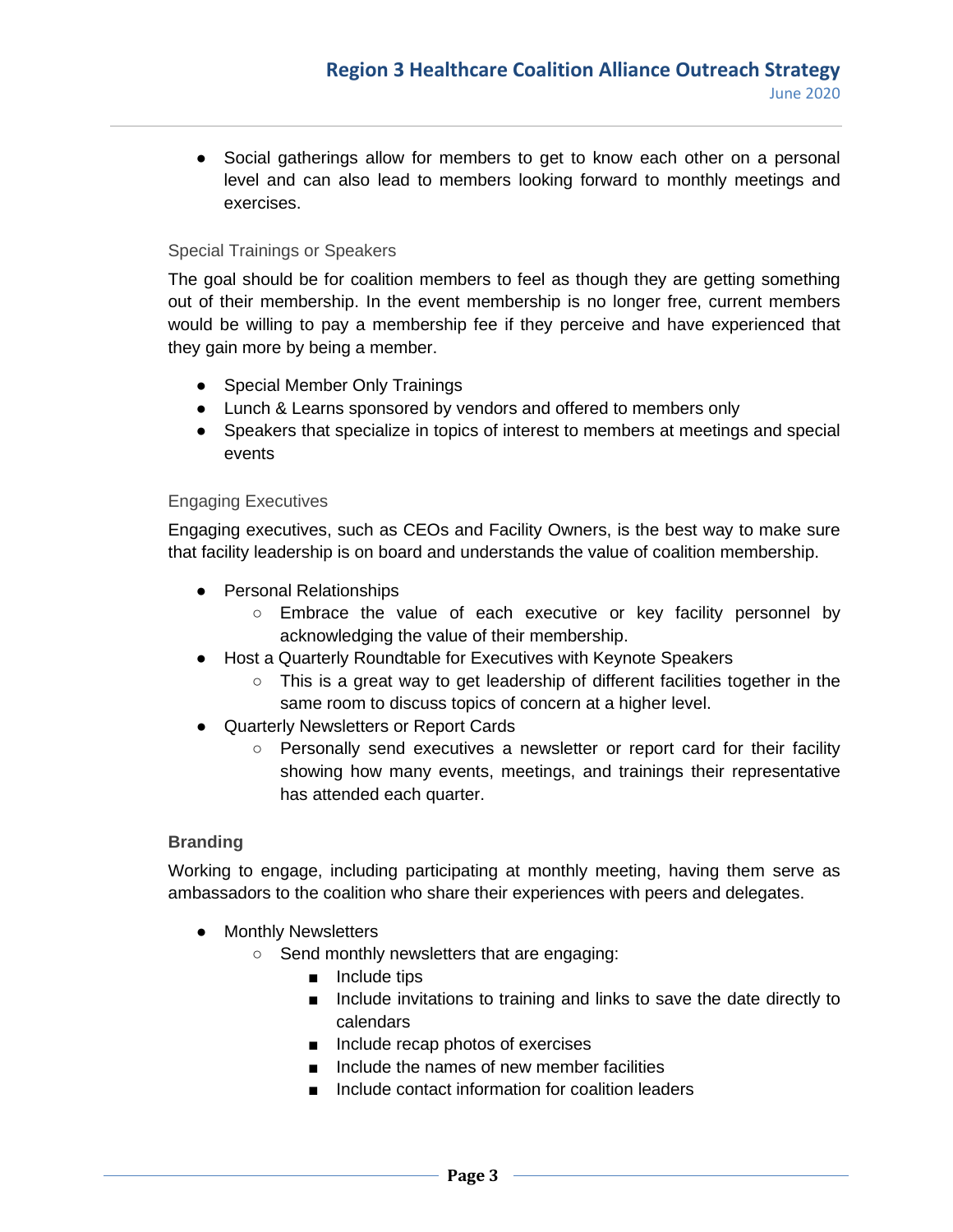- Social gatherings allow for members to get to know each other on a personal level and can also lead to members looking forward to monthly meetings and exercises.

#### Special Trainings or Speakers

The goal should be for coalition members to feel as though they are getting something out of their membership. In the event membership is no longer free, current members would be willing to pay a membership fee if they perceive and have experienced that they gain more by being a member.

- Special Member Only Trainings
- Lunch & Learns sponsored by vendors and offered to members only
- Speakers that specialize in topics of interest to members at meetings and special events

#### Engaging Executives

Engaging executives, such as CEOs and Facility Owners, is the best way to make sure that facility leadership is on board and understands the value of coalition membership.

- Personal Relationships
  - Embrace the value of each executive or key facility personnel by acknowledging the value of their membership.
- Host a Quarterly Roundtable for Executives with Keynote Speakers
  - This is a great way to get leadership of different facilities together in the same room to discuss topics of concern at a higher level.
- Quarterly Newsletters or Report Cards
  - Personally send executives a newsletter or report card for their facility showing how many events, meetings, and trainings their representative has attended each quarter.

### Branding

Working to engage, including participating at monthly meeting, having them serve as ambassadors to the coalition who share their experiences with peers and delegates.

- Monthly Newsletters
  - Send monthly newsletters that are engaging:
    - Include tips
    - Include invitations to training and links to save the date directly to calendars
    - Include recap photos of exercises
    - Include the names of new member facilities
    - Include contact information for coalition leaders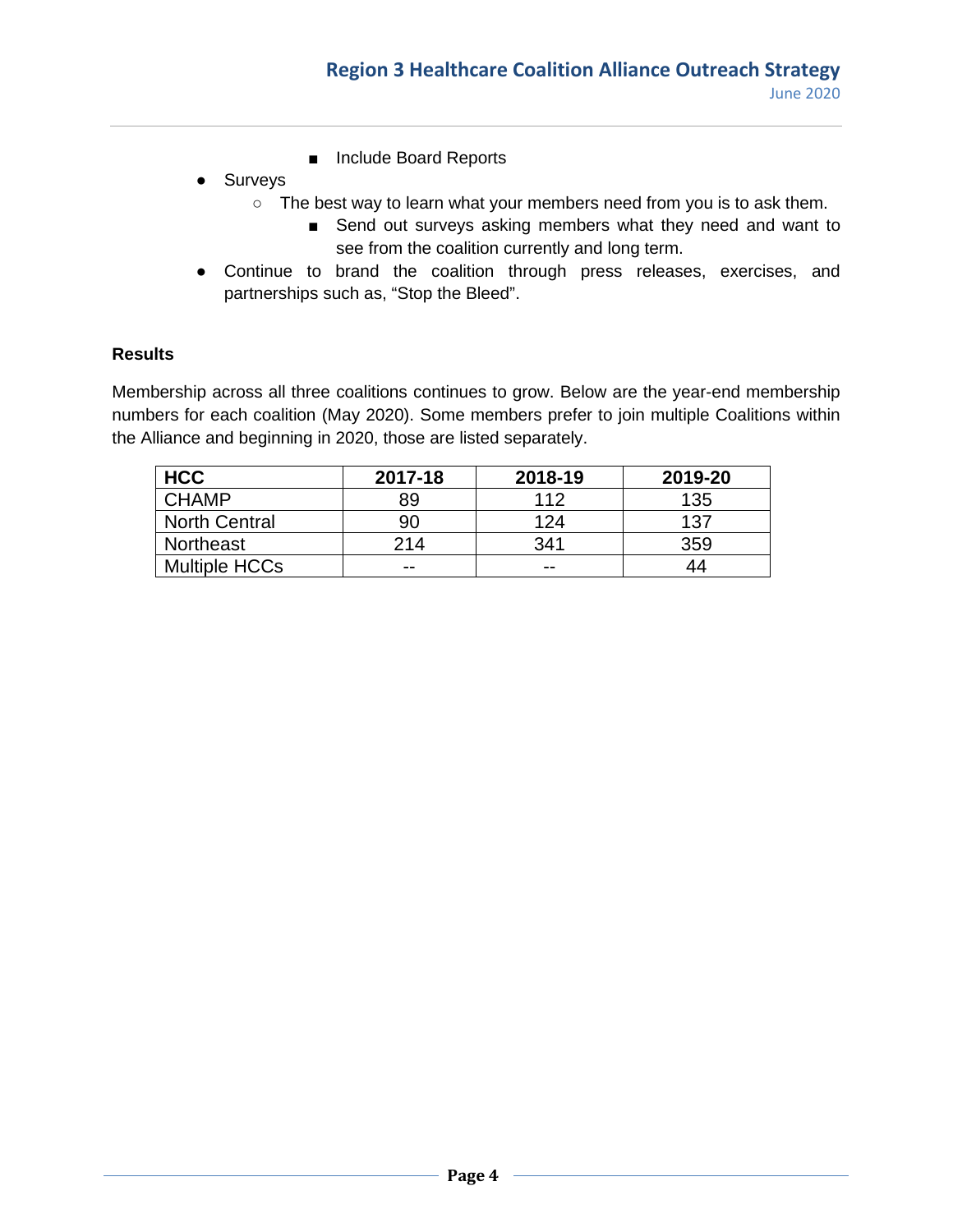- Include Board Reports
- Surveys
    - The best way to learn what your members need from you is to ask them.
        - Send out surveys asking members what they need and want to see from the coalition currently and long term.
- Continue to brand the coalition through press releases, exercises, and partnerships such as, "Stop the Bleed".

**Results**

Membership across all three coalitions continues to grow. Below are the year-end membership numbers for each coalition (May 2020). Some members prefer to join multiple Coalitions within the Alliance and beginning in 2020, those are listed separately.

| HCC | 2017-18 | 2018-19 | 2019-20 |
|---|---|---|---|
| CHAMP | 89 | 112 | 135 |
| North Central | 90 | 124 | 137 |
| Northeast | 214 | 341 | 359 |
| Multiple HCCs | -- | -- | 44 |